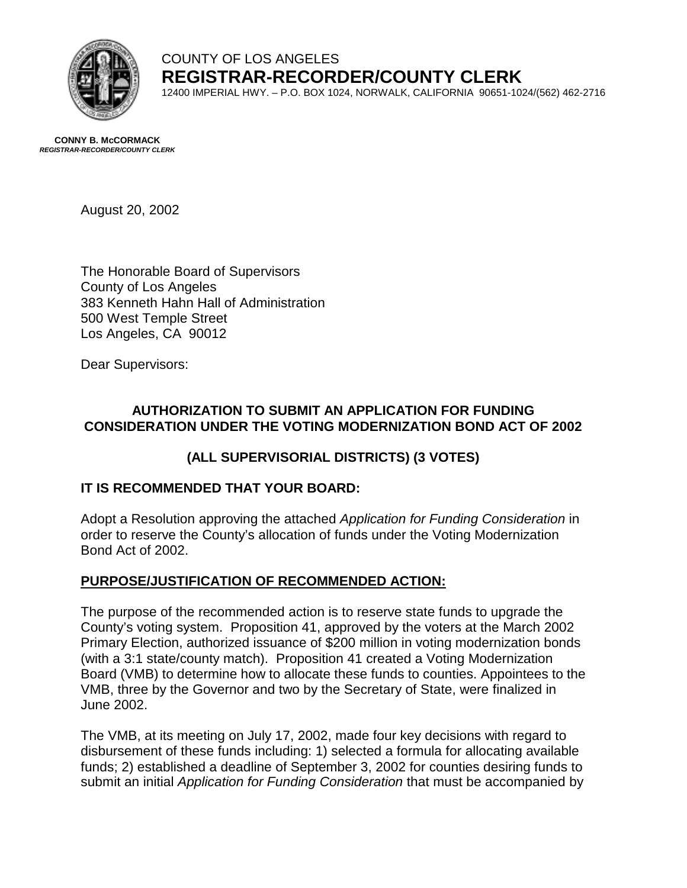COUNTY OF LOS ANGELES

**REGISTRAR-RECORDER/COUNTY CLERK**

12400 IMPERIAL HWY. – P.O. BOX 1024, NORWALK, CALIFORNIA 90651-1024/(562) 462-2716

**CONNY B. McCORMACK**
***REGISTRAR-RECORDER/COUNTY CLERK***

August 20, 2002

The Honorable Board of Supervisors
County of Los Angeles
383 Kenneth Hahn Hall of Administration
500 West Temple Street
Los Angeles, CA 90012

Dear Supervisors:

**AUTHORIZATION TO SUBMIT AN APPLICATION FOR FUNDING CONSIDERATION UNDER THE VOTING MODERNIZATION BOND ACT OF 2002**

**(ALL SUPERVISORIAL DISTRICTS) (3 VOTES)**

**IT IS RECOMMENDED THAT YOUR BOARD:**

Adopt a Resolution approving the attached *Application for Funding Consideration* in order to reserve the County's allocation of funds under the Voting Modernization Bond Act of 2002.

**PURPOSE/JUSTIFICATION OF RECOMMENDED ACTION:**

The purpose of the recommended action is to reserve state funds to upgrade the County's voting system. Proposition 41, approved by the voters at the March 2002 Primary Election, authorized issuance of $200 million in voting modernization bonds (with a 3:1 state/county match). Proposition 41 created a Voting Modernization Board (VMB) to determine how to allocate these funds to counties. Appointees to the VMB, three by the Governor and two by the Secretary of State, were finalized in June 2002.

The VMB, at its meeting on July 17, 2002, made four key decisions with regard to disbursement of these funds including: 1) selected a formula for allocating available funds; 2) established a deadline of September 3, 2002 for counties desiring funds to submit an initial *Application for Funding Consideration* that must be accompanied by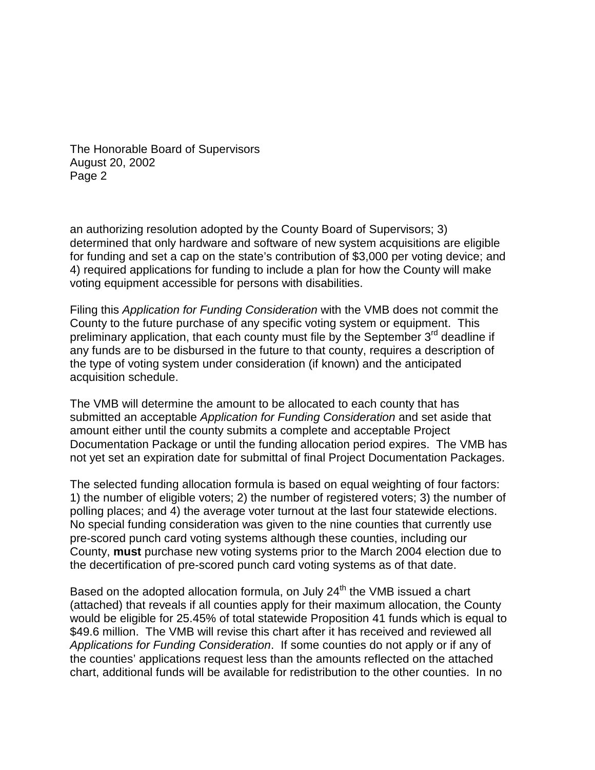an authorizing resolution adopted by the County Board of Supervisors; 3) determined that only hardware and software of new system acquisitions are eligible for funding and set a cap on the state's contribution of $3,000 per voting device; and 4) required applications for funding to include a plan for how the County will make voting equipment accessible for persons with disabilities.

Filing this *Application for Funding Consideration* with the VMB does not commit the County to the future purchase of any specific voting system or equipment. This preliminary application, that each county must file by the September 3rd deadline if any funds are to be disbursed in the future to that county, requires a description of the type of voting system under consideration (if known) and the anticipated acquisition schedule.

The VMB will determine the amount to be allocated to each county that has submitted an acceptable *Application for Funding Consideration* and set aside that amount either until the county submits a complete and acceptable Project Documentation Package or until the funding allocation period expires. The VMB has not yet set an expiration date for submittal of final Project Documentation Packages.

The selected funding allocation formula is based on equal weighting of four factors: 1) the number of eligible voters; 2) the number of registered voters; 3) the number of polling places; and 4) the average voter turnout at the last four statewide elections. No special funding consideration was given to the nine counties that currently use pre-scored punch card voting systems although these counties, including our County, **must** purchase new voting systems prior to the March 2004 election due to the decertification of pre-scored punch card voting systems as of that date.

Based on the adopted allocation formula, on July 24th the VMB issued a chart (attached) that reveals if all counties apply for their maximum allocation, the County would be eligible for 25.45% of total statewide Proposition 41 funds which is equal to $49.6 million. The VMB will revise this chart after it has received and reviewed all *Applications for Funding Consideration*. If some counties do not apply or if any of the counties' applications request less than the amounts reflected on the attached chart, additional funds will be available for redistribution to the other counties. In no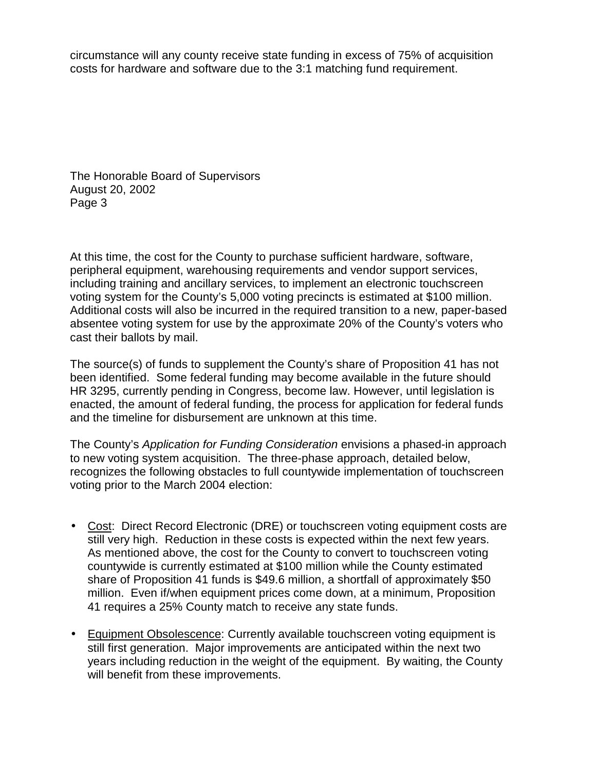circumstance will any county receive state funding in excess of 75% of acquisition costs for hardware and software due to the 3:1 matching fund requirement.

At this time, the cost for the County to purchase sufficient hardware, software, peripheral equipment, warehousing requirements and vendor support services, including training and ancillary services, to implement an electronic touchscreen voting system for the County's 5,000 voting precincts is estimated at $100 million. Additional costs will also be incurred in the required transition to a new, paper-based absentee voting system for use by the approximate 20% of the County's voters who cast their ballots by mail.

The source(s) of funds to supplement the County's share of Proposition 41 has not been identified. Some federal funding may become available in the future should HR 3295, currently pending in Congress, become law. However, until legislation is enacted, the amount of federal funding, the process for application for federal funds and the timeline for disbursement are unknown at this time.

The County's *Application for Funding Consideration* envisions a phased-in approach to new voting system acquisition. The three-phase approach, detailed below, recognizes the following obstacles to full countywide implementation of touchscreen voting prior to the March 2004 election:

- Cost: Direct Record Electronic (DRE) or touchscreen voting equipment costs are still very high. Reduction in these costs is expected within the next few years. As mentioned above, the cost for the County to convert to touchscreen voting countywide is currently estimated at $100 million while the County estimated share of Proposition 41 funds is $49.6 million, a shortfall of approximately $50 million. Even if/when equipment prices come down, at a minimum, Proposition 41 requires a 25% County match to receive any state funds.

- Equipment Obsolescence: Currently available touchscreen voting equipment is still first generation. Major improvements are anticipated within the next two years including reduction in the weight of the equipment. By waiting, the County will benefit from these improvements.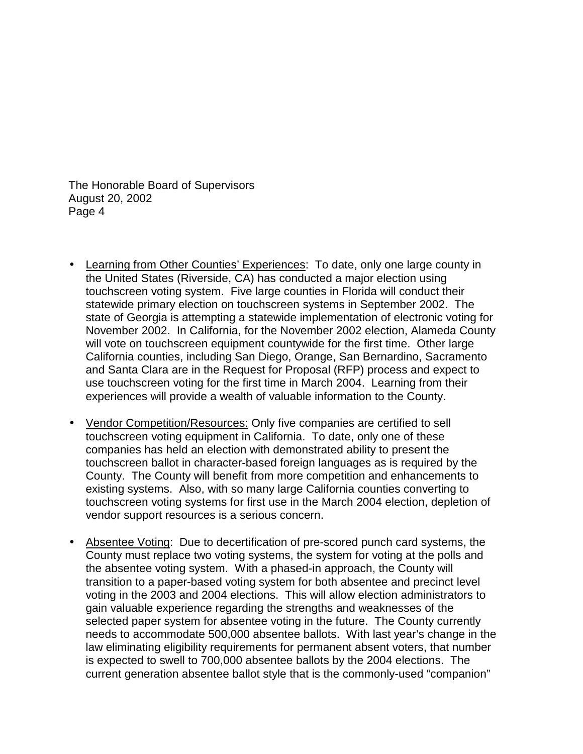- Learning from Other Counties' Experiences: To date, only one large county in the United States (Riverside, CA) has conducted a major election using touchscreen voting system. Five large counties in Florida will conduct their statewide primary election on touchscreen systems in September 2002. The state of Georgia is attempting a statewide implementation of electronic voting for November 2002. In California, for the November 2002 election, Alameda County will vote on touchscreen equipment countywide for the first time. Other large California counties, including San Diego, Orange, San Bernardino, Sacramento and Santa Clara are in the Request for Proposal (RFP) process and expect to use touchscreen voting for the first time in March 2004. Learning from their experiences will provide a wealth of valuable information to the County.

- Vendor Competition/Resources: Only five companies are certified to sell touchscreen voting equipment in California. To date, only one of these companies has held an election with demonstrated ability to present the touchscreen ballot in character-based foreign languages as is required by the County. The County will benefit from more competition and enhancements to existing systems. Also, with so many large California counties converting to touchscreen voting systems for first use in the March 2004 election, depletion of vendor support resources is a serious concern.

- Absentee Voting: Due to decertification of pre-scored punch card systems, the County must replace two voting systems, the system for voting at the polls and the absentee voting system. With a phased-in approach, the County will transition to a paper-based voting system for both absentee and precinct level voting in the 2003 and 2004 elections. This will allow election administrators to gain valuable experience regarding the strengths and weaknesses of the selected paper system for absentee voting in the future. The County currently needs to accommodate 500,000 absentee ballots. With last year's change in the law eliminating eligibility requirements for permanent absent voters, that number is expected to swell to 700,000 absentee ballots by the 2004 elections. The current generation absentee ballot style that is the commonly-used "companion"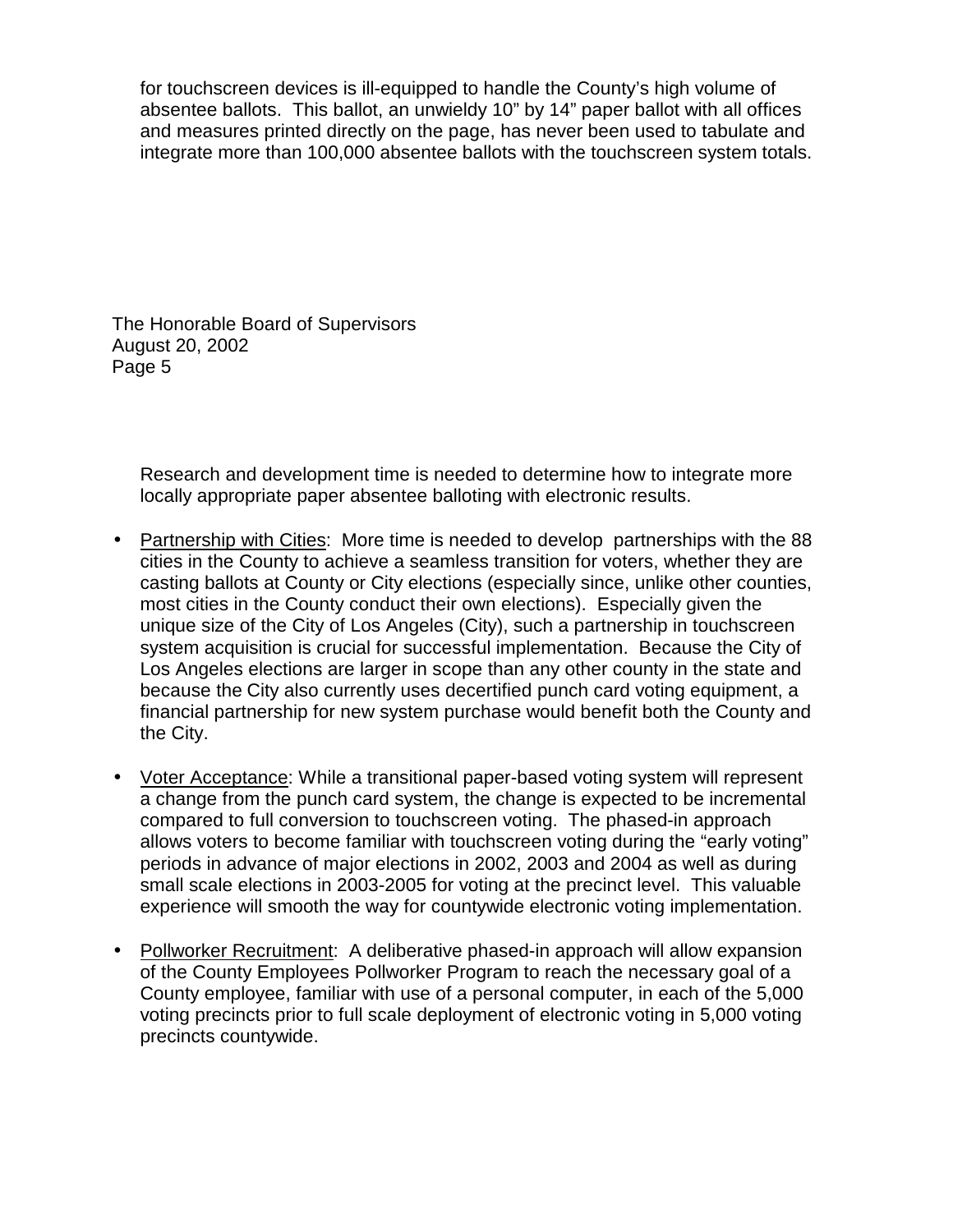for touchscreen devices is ill-equipped to handle the County's high volume of absentee ballots. This ballot, an unwieldy 10" by 14" paper ballot with all offices and measures printed directly on the page, has never been used to tabulate and integrate more than 100,000 absentee ballots with the touchscreen system totals.

Research and development time is needed to determine how to integrate more locally appropriate paper absentee balloting with electronic results.

- Partnership with Cities: More time is needed to develop partnerships with the 88 cities in the County to achieve a seamless transition for voters, whether they are casting ballots at County or City elections (especially since, unlike other counties, most cities in the County conduct their own elections). Especially given the unique size of the City of Los Angeles (City), such a partnership in touchscreen system acquisition is crucial for successful implementation. Because the City of Los Angeles elections are larger in scope than any other county in the state and because the City also currently uses decertified punch card voting equipment, a financial partnership for new system purchase would benefit both the County and the City.

- Voter Acceptance: While a transitional paper-based voting system will represent a change from the punch card system, the change is expected to be incremental compared to full conversion to touchscreen voting. The phased-in approach allows voters to become familiar with touchscreen voting during the "early voting" periods in advance of major elections in 2002, 2003 and 2004 as well as during small scale elections in 2003-2005 for voting at the precinct level. This valuable experience will smooth the way for countywide electronic voting implementation.

- Pollworker Recruitment: A deliberative phased-in approach will allow expansion of the County Employees Pollworker Program to reach the necessary goal of a County employee, familiar with use of a personal computer, in each of the 5,000 voting precincts prior to full scale deployment of electronic voting in 5,000 voting precincts countywide.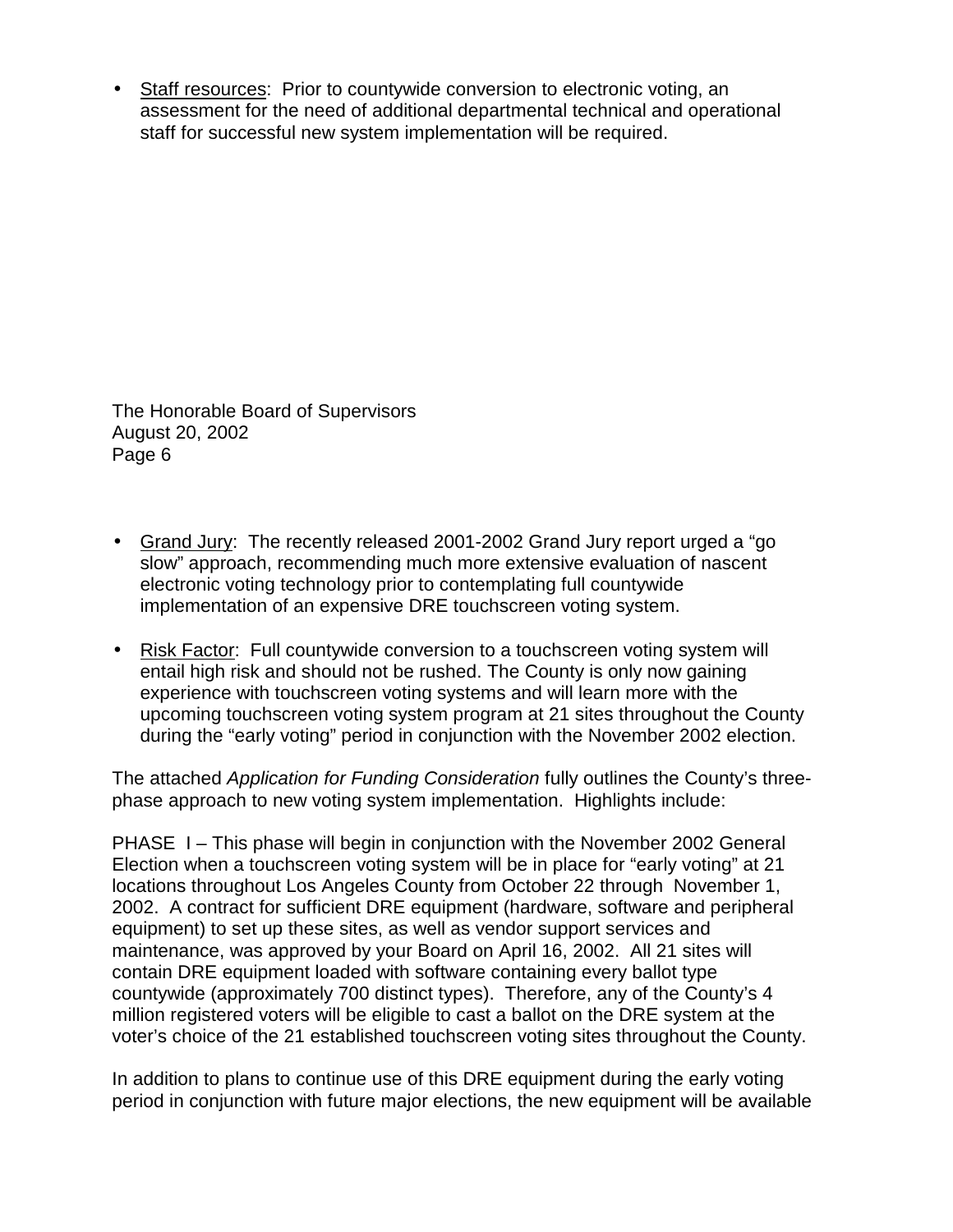- Staff resources: Prior to countywide conversion to electronic voting, an assessment for the need of additional departmental technical and operational staff for successful new system implementation will be required.

- Grand Jury: The recently released 2001-2002 Grand Jury report urged a "go slow" approach, recommending much more extensive evaluation of nascent electronic voting technology prior to contemplating full countywide implementation of an expensive DRE touchscreen voting system.

- Risk Factor: Full countywide conversion to a touchscreen voting system will entail high risk and should not be rushed. The County is only now gaining experience with touchscreen voting systems and will learn more with the upcoming touchscreen voting system program at 21 sites throughout the County during the "early voting" period in conjunction with the November 2002 election.

The attached *Application for Funding Consideration* fully outlines the County's three-phase approach to new voting system implementation. Highlights include:

PHASE I – This phase will begin in conjunction with the November 2002 General Election when a touchscreen voting system will be in place for "early voting" at 21 locations throughout Los Angeles County from October 22 through November 1, 2002. A contract for sufficient DRE equipment (hardware, software and peripheral equipment) to set up these sites, as well as vendor support services and maintenance, was approved by your Board on April 16, 2002. All 21 sites will contain DRE equipment loaded with software containing every ballot type countywide (approximately 700 distinct types). Therefore, any of the County's 4 million registered voters will be eligible to cast a ballot on the DRE system at the voter's choice of the 21 established touchscreen voting sites throughout the County.

In addition to plans to continue use of this DRE equipment during the early voting period in conjunction with future major elections, the new equipment will be available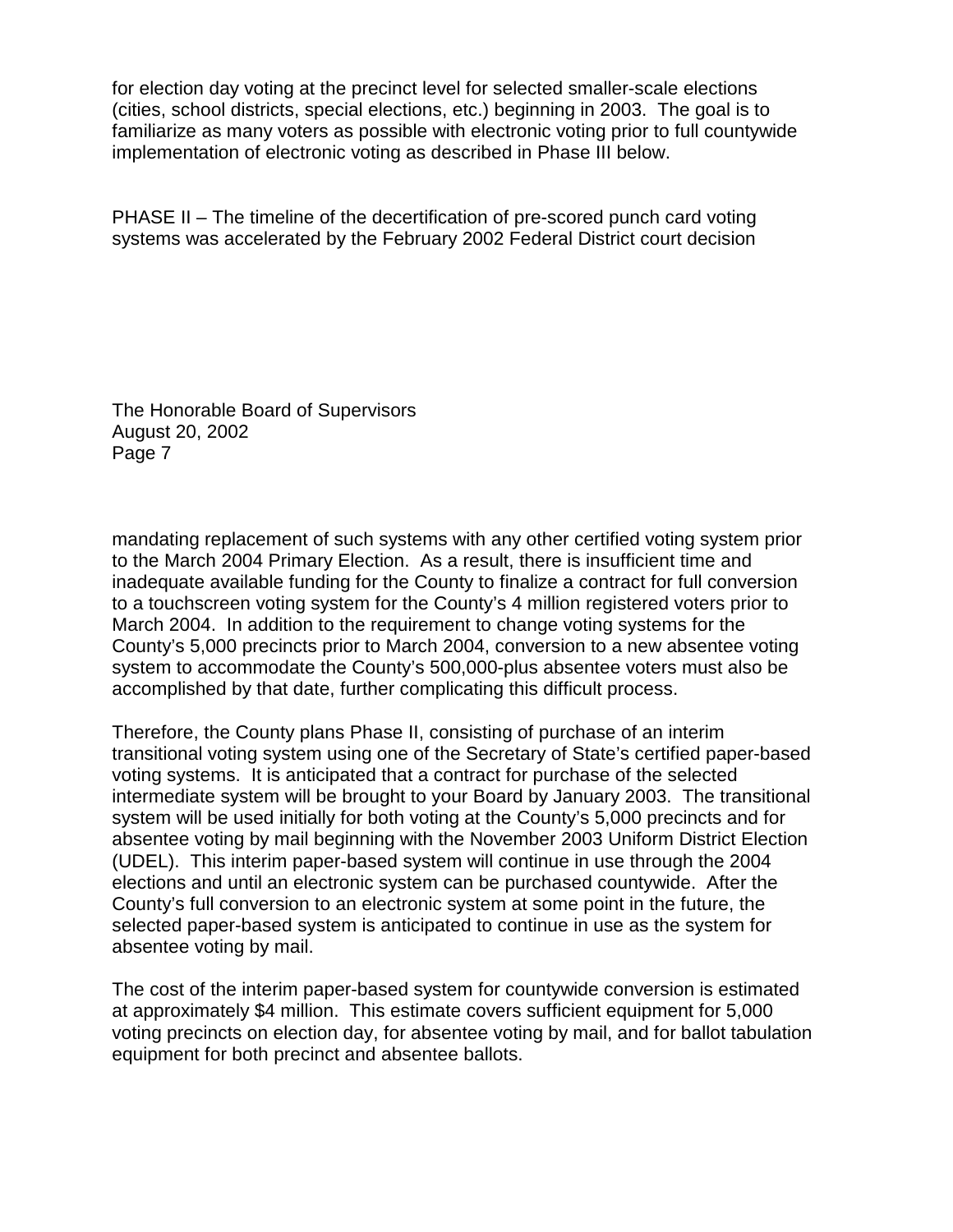for election day voting at the precinct level for selected smaller-scale elections (cities, school districts, special elections, etc.) beginning in 2003. The goal is to familiarize as many voters as possible with electronic voting prior to full countywide implementation of electronic voting as described in Phase III below.

PHASE II – The timeline of the decertification of pre-scored punch card voting systems was accelerated by the February 2002 Federal District court decision mandating replacement of such systems with any other certified voting system prior to the March 2004 Primary Election. As a result, there is insufficient time and inadequate available funding for the County to finalize a contract for full conversion to a touchscreen voting system for the County's 4 million registered voters prior to March 2004. In addition to the requirement to change voting systems for the County's 5,000 precincts prior to March 2004, conversion to a new absentee voting system to accommodate the County's 500,000-plus absentee voters must also be accomplished by that date, further complicating this difficult process.

Therefore, the County plans Phase II, consisting of purchase of an interim transitional voting system using one of the Secretary of State's certified paper-based voting systems. It is anticipated that a contract for purchase of the selected intermediate system will be brought to your Board by January 2003. The transitional system will be used initially for both voting at the County's 5,000 precincts and for absentee voting by mail beginning with the November 2003 Uniform District Election (UDEL). This interim paper-based system will continue in use through the 2004 elections and until an electronic system can be purchased countywide. After the County's full conversion to an electronic system at some point in the future, the selected paper-based system is anticipated to continue in use as the system for absentee voting by mail.

The cost of the interim paper-based system for countywide conversion is estimated at approximately $4 million. This estimate covers sufficient equipment for 5,000 voting precincts on election day, for absentee voting by mail, and for ballot tabulation equipment for both precinct and absentee ballots.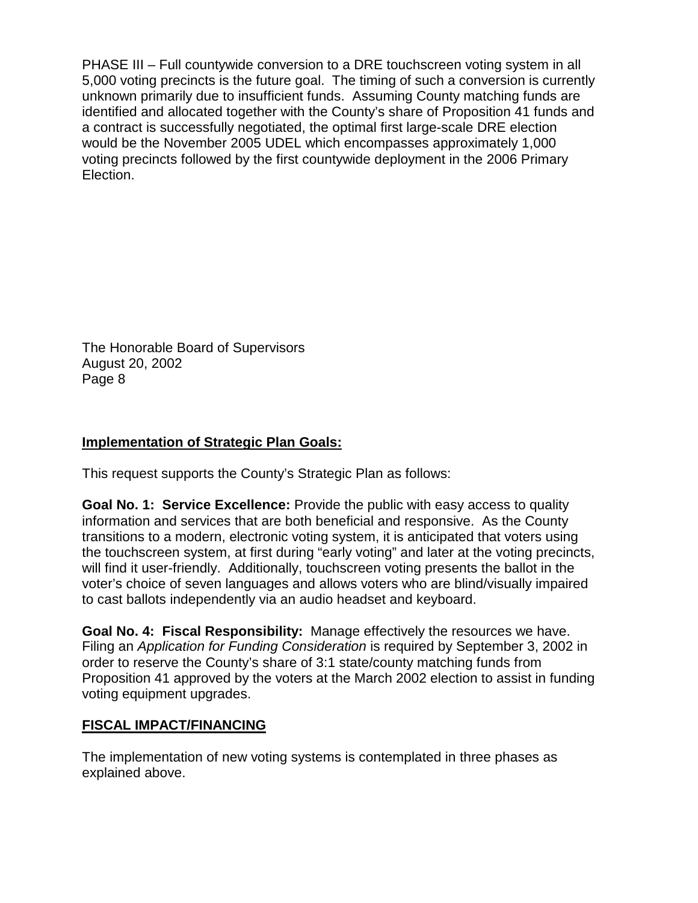PHASE III – Full countywide conversion to a DRE touchscreen voting system in all 5,000 voting precincts is the future goal. The timing of such a conversion is currently unknown primarily due to insufficient funds. Assuming County matching funds are identified and allocated together with the County's share of Proposition 41 funds and a contract is successfully negotiated, the optimal first large-scale DRE election would be the November 2005 UDEL which encompasses approximately 1,000 voting precincts followed by the first countywide deployment in the 2006 Primary Election.

## Implementation of Strategic Plan Goals:

This request supports the County's Strategic Plan as follows:

**Goal No. 1: Service Excellence:** Provide the public with easy access to quality information and services that are both beneficial and responsive. As the County transitions to a modern, electronic voting system, it is anticipated that voters using the touchscreen system, at first during "early voting" and later at the voting precincts, will find it user-friendly. Additionally, touchscreen voting presents the ballot in the voter's choice of seven languages and allows voters who are blind/visually impaired to cast ballots independently via an audio headset and keyboard.

**Goal No. 4: Fiscal Responsibility:** Manage effectively the resources we have. Filing an *Application for Funding Consideration* is required by September 3, 2002 in order to reserve the County's share of 3:1 state/county matching funds from Proposition 41 approved by the voters at the March 2002 election to assist in funding voting equipment upgrades.

## FISCAL IMPACT/FINANCING

The implementation of new voting systems is contemplated in three phases as explained above.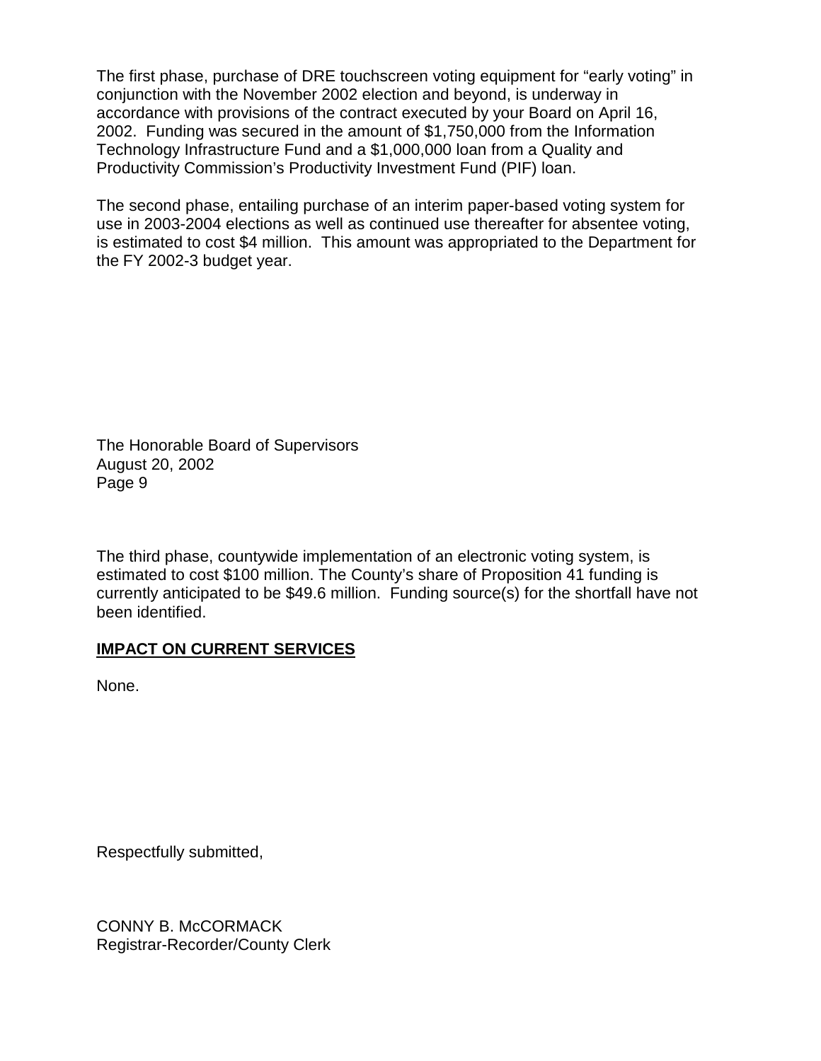The first phase, purchase of DRE touchscreen voting equipment for "early voting" in conjunction with the November 2002 election and beyond, is underway in accordance with provisions of the contract executed by your Board on April 16, 2002. Funding was secured in the amount of $1,750,000 from the Information Technology Infrastructure Fund and a $1,000,000 loan from a Quality and Productivity Commission's Productivity Investment Fund (PIF) loan.

The second phase, entailing purchase of an interim paper-based voting system for use in 2003-2004 elections as well as continued use thereafter for absentee voting, is estimated to cost $4 million. This amount was appropriated to the Department for the FY 2002-3 budget year.

The third phase, countywide implementation of an electronic voting system, is estimated to cost $100 million. The County's share of Proposition 41 funding is currently anticipated to be $49.6 million. Funding source(s) for the shortfall have not been identified.

## **IMPACT ON CURRENT SERVICES**

None.

Respectfully submitted,

CONNY B. McCORMACK
Registrar-Recorder/County Clerk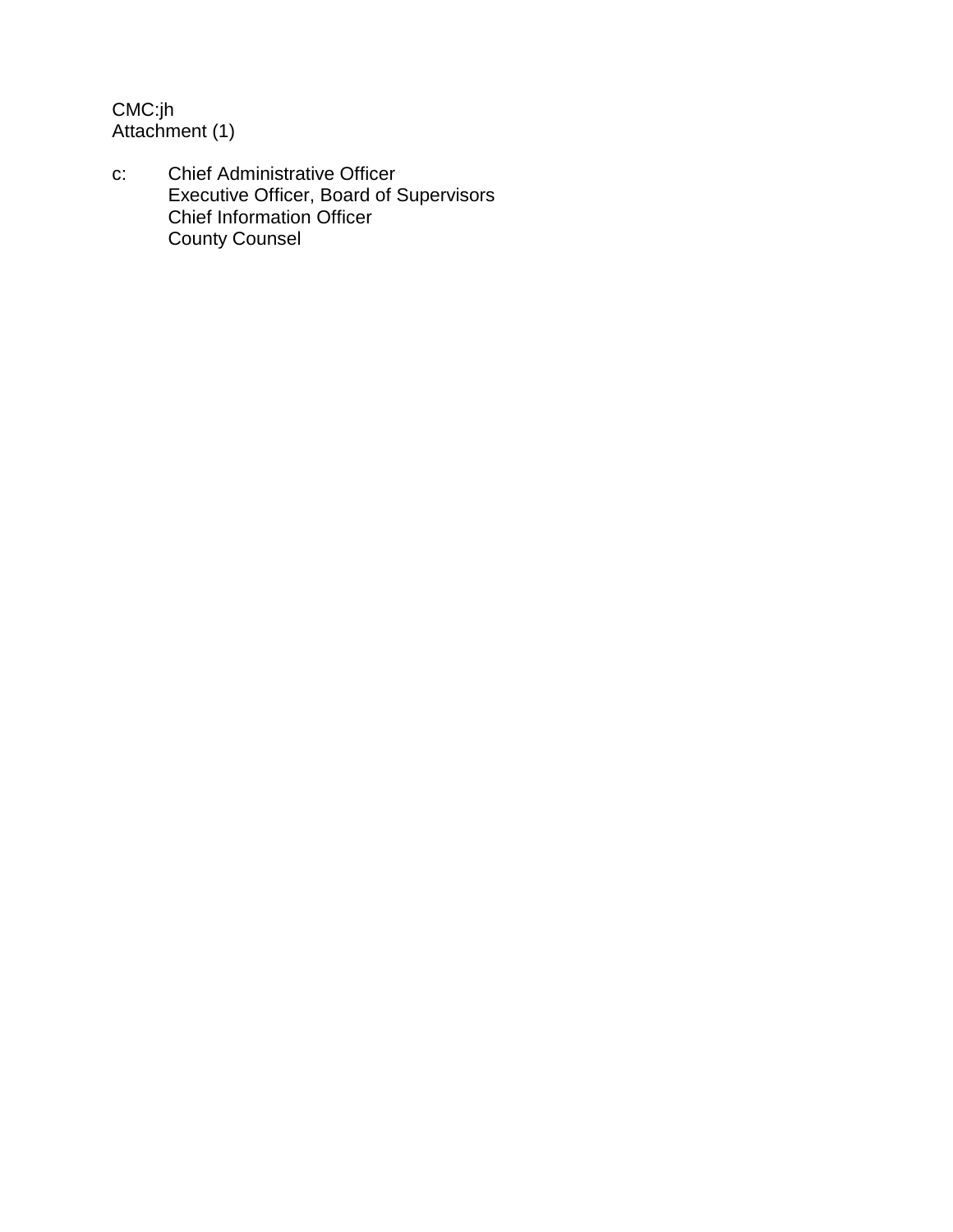CMC:jh
Attachment (1)

c: Chief Administrative Officer
Executive Officer, Board of Supervisors
Chief Information Officer
County Counsel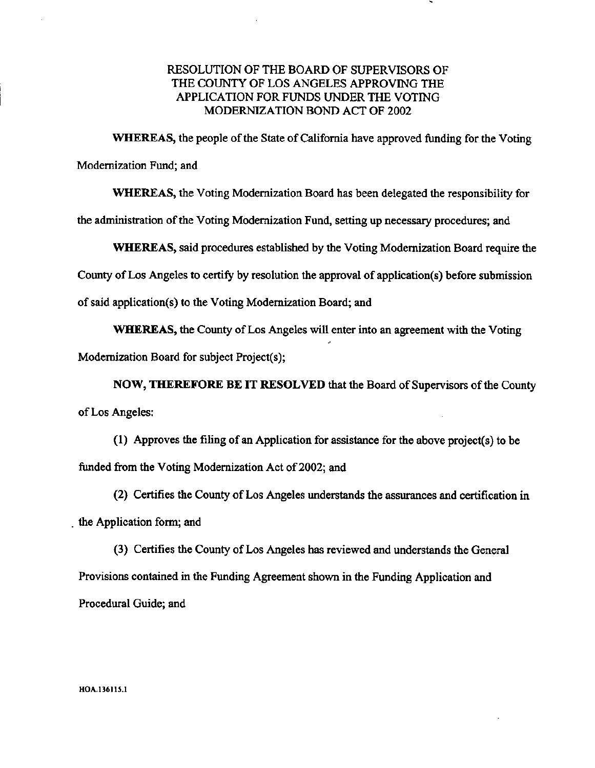# RESOLUTION OF THE BOARD OF SUPERVISORS OF THE COUNTY OF LOS ANGELES APPROVING THE APPLICATION FOR FUNDS UNDER THE VOTING MODERNIZATION BOND ACT OF 2002

**WHEREAS,** the people of the State of California have approved funding for the Voting Modernization Fund; and

**WHEREAS,** the Voting Modernization Board has been delegated the responsibility for the administration of the Voting Modernization Fund, setting up necessary procedures; and

**WHEREAS,** said procedures established by the Voting Modernization Board require the County of Los Angeles to certify by resolution the approval of application(s) before submission of said application(s) to the Voting Modernization Board; and

**WHEREAS,** the County of Los Angeles will enter into an agreement with the Voting Modernization Board for subject Project(s);

**NOW, THEREFORE BE IT RESOLVED** that the Board of Supervisors of the County of Los Angeles:

(1) Approves the filing of an Application for assistance for the above project(s) to be funded from the Voting Modernization Act of 2002; and

(2) Certifies the County of Los Angeles understands the assurances and certification in the Application form; and

(3) Certifies the County of Los Angeles has reviewed and understands the General Provisions contained in the Funding Agreement shown in the Funding Application and Procedural Guide; and

HOA.136115.1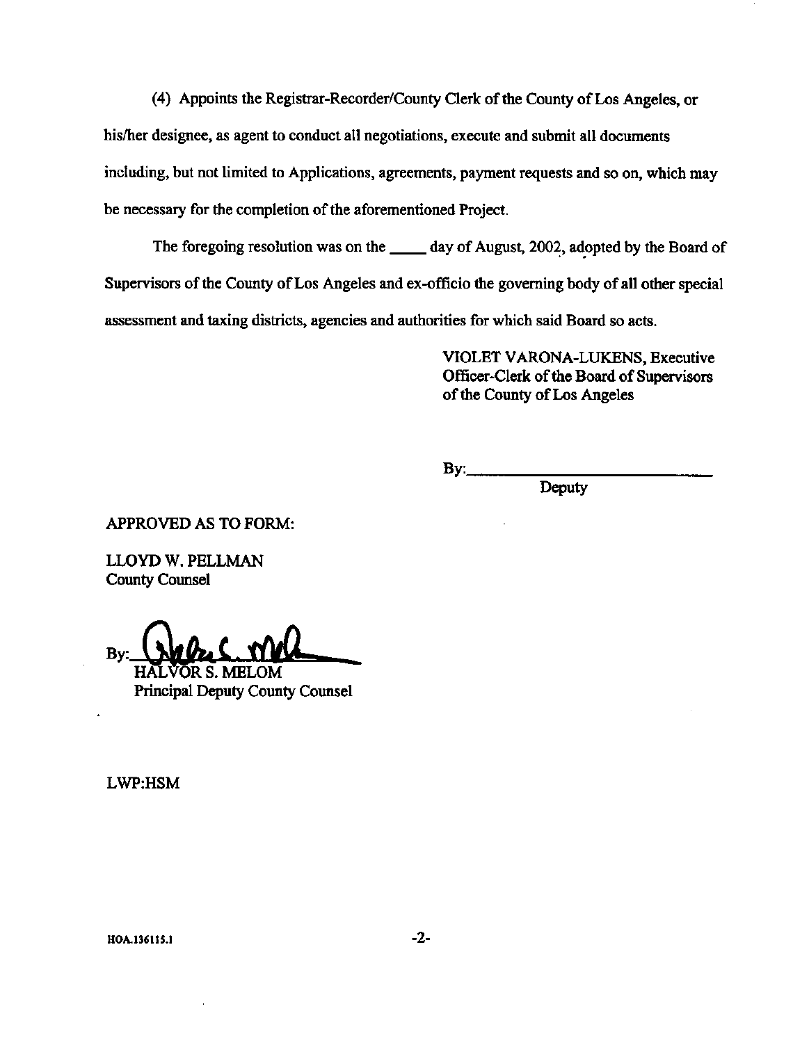(4) Appoints the Registrar-Recorder/County Clerk of the County of Los Angeles, or his/her designee, as agent to conduct all negotiations, execute and submit all documents including, but not limited to Applications, agreements, payment requests and so on, which may be necessary for the completion of the aforementioned Project.

The foregoing resolution was on the _____ day of August, 2002, adopted by the Board of Supervisors of the County of Los Angeles and ex-officio the governing body of all other special assessment and taxing districts, agencies and authorities for which said Board so acts.

VIOLET VARONA-LUKENS, Executive Officer-Clerk of the Board of Supervisors of the County of Los Angeles

By:_______________________________
Deputy

APPROVED AS TO FORM:

LLOYD W. PELLMAN
County Counsel

By: HALVOR S. MELOM
Principal Deputy County Counsel

LWP:HSM

HOA.136115.1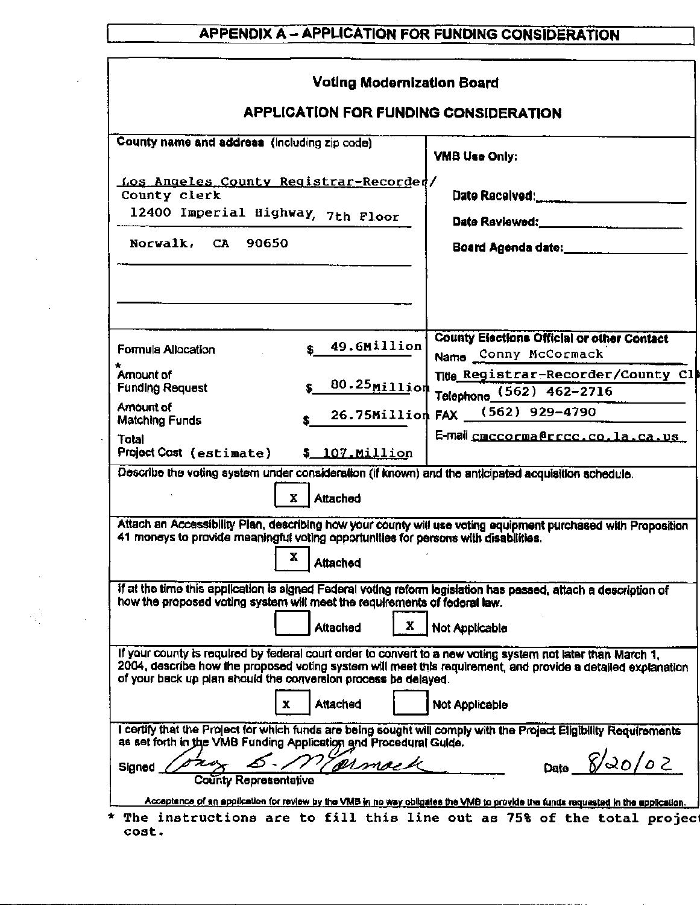# APPENDIX A – APPLICATION FOR FUNDING CONSIDERATION

## Voting Modernization Board

## APPLICATION FOR FUNDING CONSIDERATION

| County name and address (including zip code) | VMB Use Only: |
|---|---|
| Los Angeles County Registrar-Recorder/ County clerk 12400 Imperial Highway, 7th Floor Norwalk, CA 90650 | Date Received:\_\_\_\_\_\_\_\_ Date Reviewed:\_\_\_\_\_\_\_\_ Board Agenda date:\_\_\_\_\_\_\_\_ |

| | | County Elections Official or other Contact |
|---|---|---|
| Formula Allocation | $ 49.6Million | Name Conny McCormack |
| * Amount of Funding Request | $ 80.25Million | Title Registrar-Recorder/County Cl |
| Amount of Matching Funds | $ 26.75Million | Telephone (562) 462-2716 |
| Total Project Cost (estimate) | $ 107.Million | FAX (562) 929-4790 |
| | | E-mail cmccorma@rrcc.co.la.ca.us |

Describe the voting system under consideration (if known) and the anticipated acquisition schedule.

[X] Attached

Attach an Accessibility Plan, describing how your county will use voting equipment purchased with Proposition 41 moneys to provide meaningful voting opportunities for persons with disabilities.

[X] Attached

If at the time this application is signed Federal voting reform legislation has passed, attach a description of how the proposed voting system will meet the requirements of federal law.

[ ] Attached [X] Not Applicable

If your county is required by federal court order to convert to a new voting system not later than March 1, 2004, describe how the proposed voting system will meet this requirement, and provide a detailed explanation of your back up plan should the conversion process be delayed.

[X] Attached [ ] Not Applicable

I certify that the Project for which funds are being sought will comply with the Project Eligibility Requirements as set forth in the VMB Funding Application and Procedural Guide.

Signed Conny B. McCormack Date 8/20/02

County Representative

Acceptance of an application for review by the VMB in no way obligates the VMB to provide the funds requested in the application.

\* The instructions are to fill this line out as 75% of the total project cost.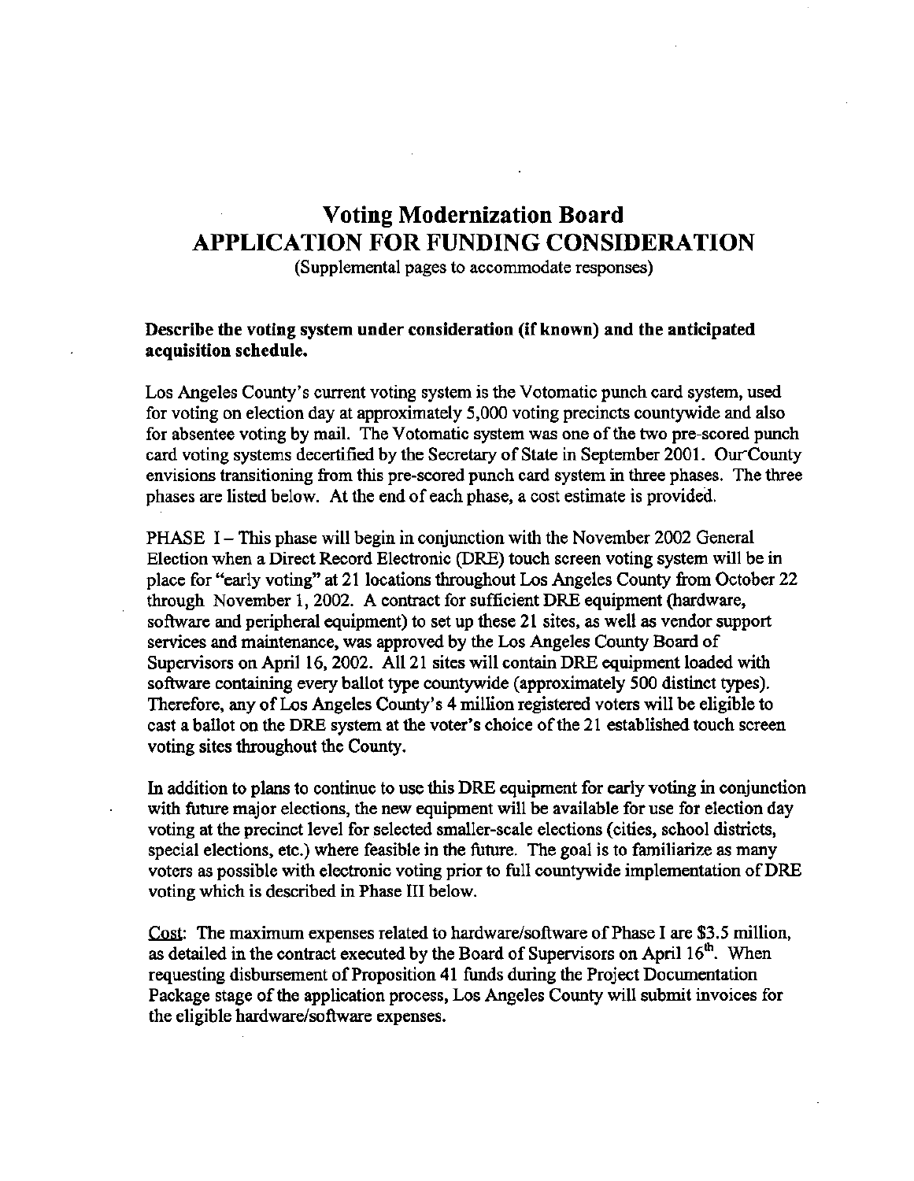# Voting Modernization Board
# APPLICATION FOR FUNDING CONSIDERATION

(Supplemental pages to accommodate responses)

**Describe the voting system under consideration (if known) and the anticipated acquisition schedule.**

Los Angeles County's current voting system is the Votomatic punch card system, used for voting on election day at approximately 5,000 voting precincts countywide and also for absentee voting by mail. The Votomatic system was one of the two pre-scored punch card voting systems decertified by the Secretary of State in September 2001. Our County envisions transitioning from this pre-scored punch card system in three phases. The three phases are listed below. At the end of each phase, a cost estimate is provided.

PHASE I – This phase will begin in conjunction with the November 2002 General Election when a Direct Record Electronic (DRE) touch screen voting system will be in place for "early voting" at 21 locations throughout Los Angeles County from October 22 through November 1, 2002. A contract for sufficient DRE equipment (hardware, software and peripheral equipment) to set up these 21 sites, as well as vendor support services and maintenance, was approved by the Los Angeles County Board of Supervisors on April 16, 2002. All 21 sites will contain DRE equipment loaded with software containing every ballot type countywide (approximately 500 distinct types). Therefore, any of Los Angeles County's 4 million registered voters will be eligible to cast a ballot on the DRE system at the voter's choice of the 21 established touch screen voting sites throughout the County.

In addition to plans to continue to use this DRE equipment for early voting in conjunction with future major elections, the new equipment will be available for use for election day voting at the precinct level for selected smaller-scale elections (cities, school districts, special elections, etc.) where feasible in the future. The goal is to familiarize as many voters as possible with electronic voting prior to full countywide implementation of DRE voting which is described in Phase III below.

Cost: The maximum expenses related to hardware/software of Phase I are $3.5 million, as detailed in the contract executed by the Board of Supervisors on April 16th. When requesting disbursement of Proposition 41 funds during the Project Documentation Package stage of the application process, Los Angeles County will submit invoices for the eligible hardware/software expenses.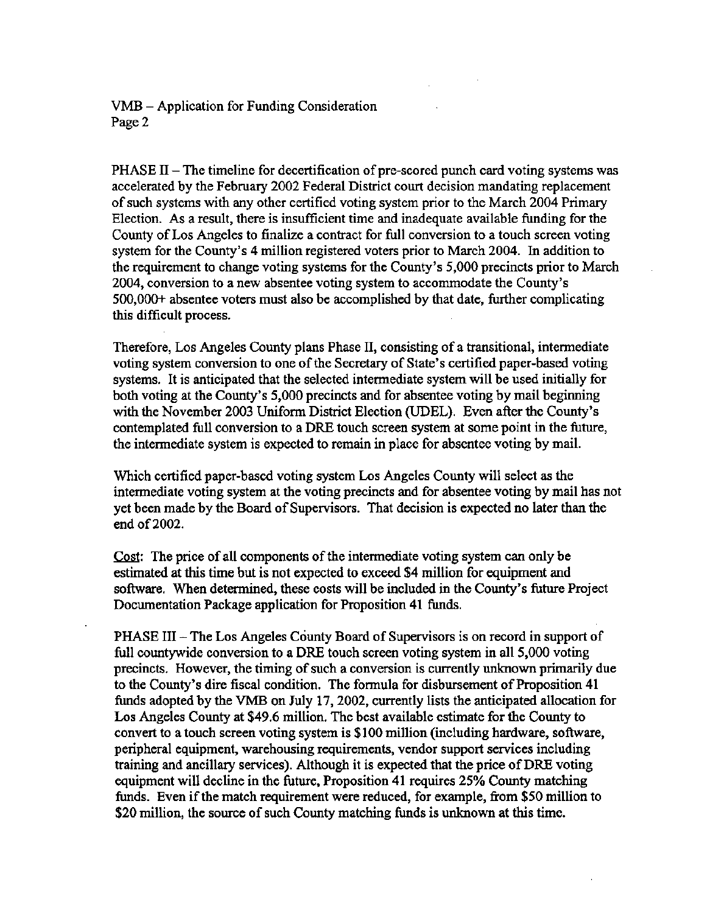PHASE II – The timeline for decertification of pre-scored punch card voting systems was accelerated by the February 2002 Federal District court decision mandating replacement of such systems with any other certified voting system prior to the March 2004 Primary Election. As a result, there is insufficient time and inadequate available funding for the County of Los Angeles to finalize a contract for full conversion to a touch screen voting system for the County's 4 million registered voters prior to March 2004. In addition to the requirement to change voting systems for the County's 5,000 precincts prior to March 2004, conversion to a new absentee voting system to accommodate the County's 500,000+ absentee voters must also be accomplished by that date, further complicating this difficult process.

Therefore, Los Angeles County plans Phase II, consisting of a transitional, intermediate voting system conversion to one of the Secretary of State's certified paper-based voting systems. It is anticipated that the selected intermediate system will be used initially for both voting at the County's 5,000 precincts and for absentee voting by mail beginning with the November 2003 Uniform District Election (UDEL). Even after the County's contemplated full conversion to a DRE touch screen system at some point in the future, the intermediate system is expected to remain in place for absentee voting by mail.

Which certified paper-based voting system Los Angeles County will select as the intermediate voting system at the voting precincts and for absentee voting by mail has not yet been made by the Board of Supervisors. That decision is expected no later than the end of 2002.

<u>Cost</u>: The price of all components of the intermediate voting system can only be estimated at this time but is not expected to exceed $4 million for equipment and software. When determined, these costs will be included in the County's future Project Documentation Package application for Proposition 41 funds.

PHASE III – The Los Angeles County Board of Supervisors is on record in support of full countywide conversion to a DRE touch screen voting system in all 5,000 voting precincts. However, the timing of such a conversion is currently unknown primarily due to the County's dire fiscal condition. The formula for disbursement of Proposition 41 funds adopted by the VMB on July 17, 2002, currently lists the anticipated allocation for Los Angeles County at $49.6 million. The best available estimate for the County to convert to a touch screen voting system is $100 million (including hardware, software, peripheral equipment, warehousing requirements, vendor support services including training and ancillary services). Although it is expected that the price of DRE voting equipment will decline in the future, Proposition 41 requires 25% County matching funds. Even if the match requirement were reduced, for example, from $50 million to $20 million, the source of such County matching funds is unknown at this time.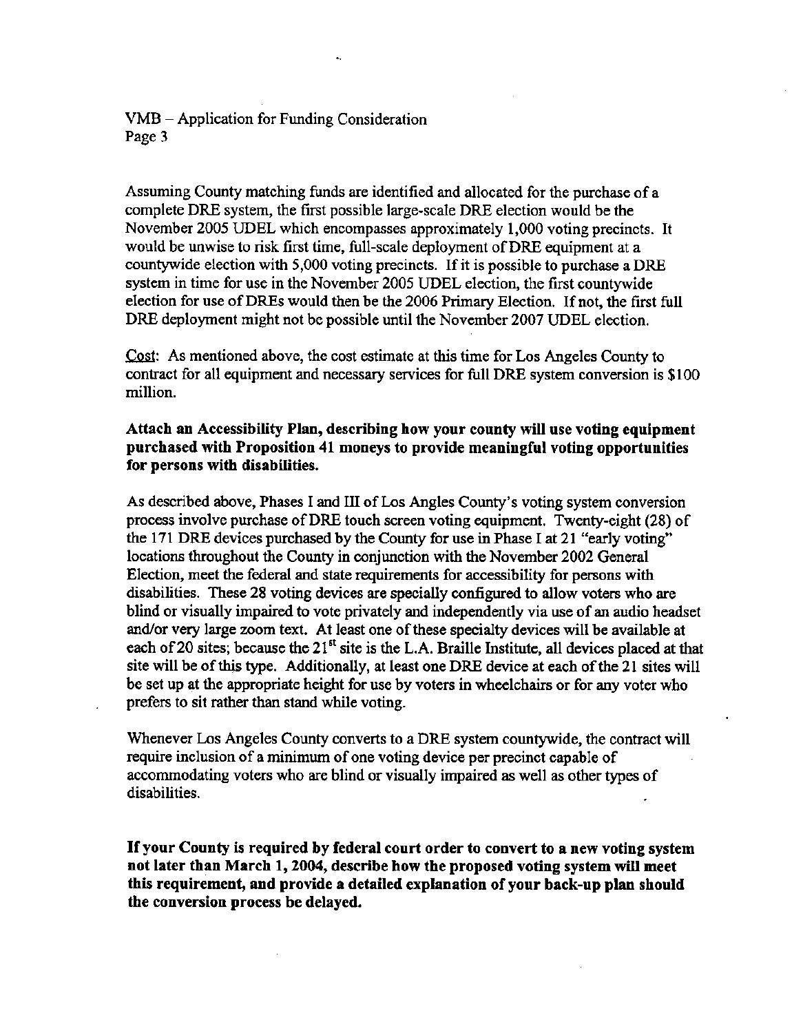Assuming County matching funds are identified and allocated for the purchase of a complete DRE system, the first possible large-scale DRE election would be the November 2005 UDEL which encompasses approximately 1,000 voting precincts. It would be unwise to risk first time, full-scale deployment of DRE equipment at a countywide election with 5,000 voting precincts. If it is possible to purchase a DRE system in time for use in the November 2005 UDEL election, the first countywide election for use of DREs would then be the 2006 Primary Election. If not, the first full DRE deployment might not be possible until the November 2007 UDEL election.

Cost: As mentioned above, the cost estimate at this time for Los Angeles County to contract for all equipment and necessary services for full DRE system conversion is $100 million.

**Attach an Accessibility Plan, describing how your county will use voting equipment purchased with Proposition 41 moneys to provide meaningful voting opportunities for persons with disabilities.**

As described above, Phases I and III of Los Angles County's voting system conversion process involve purchase of DRE touch screen voting equipment. Twenty-eight (28) of the 171 DRE devices purchased by the County for use in Phase I at 21 "early voting" locations throughout the County in conjunction with the November 2002 General Election, meet the federal and state requirements for accessibility for persons with disabilities. These 28 voting devices are specially configured to allow voters who are blind or visually impaired to vote privately and independently via use of an audio headset and/or very large zoom text. At least one of these specialty devices will be available at each of 20 sites; because the 21st site is the L.A. Braille Institute, all devices placed at that site will be of this type. Additionally, at least one DRE device at each of the 21 sites will be set up at the appropriate height for use by voters in wheelchairs or for any voter who prefers to sit rather than stand while voting.

Whenever Los Angeles County converts to a DRE system countywide, the contract will require inclusion of a minimum of one voting device per precinct capable of accommodating voters who are blind or visually impaired as well as other types of disabilities.

**If your County is required by federal court order to convert to a new voting system not later than March 1, 2004, describe how the proposed voting system will meet this requirement, and provide a detailed explanation of your back-up plan should the conversion process be delayed.**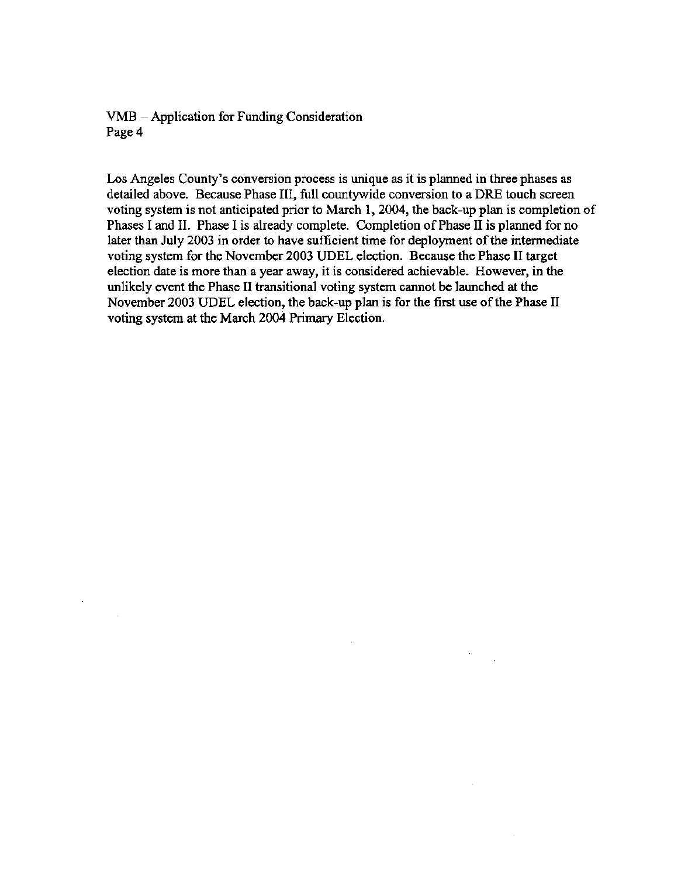Los Angeles County's conversion process is unique as it is planned in three phases as detailed above. Because Phase III, full countywide conversion to a DRE touch screen voting system is not anticipated prior to March 1, 2004, the back-up plan is completion of Phases I and II. Phase I is already complete. Completion of Phase II is planned for no later than July 2003 in order to have sufficient time for deployment of the intermediate voting system for the November 2003 UDEL election. Because the Phase II target election date is more than a year away, it is considered achievable. However, in the unlikely event the Phase II transitional voting system cannot be launched at the November 2003 UDEL election, the back-up plan is for the first use of the Phase II voting system at the March 2004 Primary Election.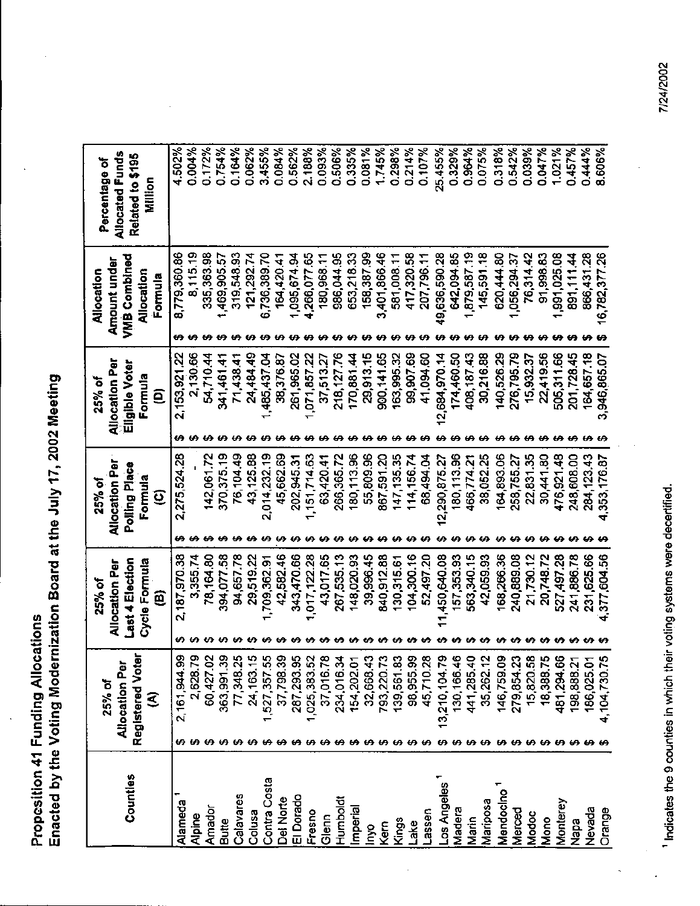# Proposition 41 Funding Allocations
## Enacted by the Voting Modernization Board at the July 17, 2002 Meeting

| Counties | 25% of Allocation Per Registered Voter (A) | 25% of Allocation Per Last 4 Election Cycle Formula (B) | 25% of Allocation Per Polling Place Formula (C) | 25% of Allocation Per Eligible Voter Formula (D) | Allocation Amount under VMB Combined Allocation Formula | Percentage of Allocated Funds Related to $195 Million |
|---|---|---|---|---|---|---|
| Alameda [1] | $ 2,161,944.99 | $ 2,187,970.38 | $ 2,275,524.28 | $ 2,153,921.22 | $ 8,779,360.86 | 4.502% |
| Alpine | $ 2,628.79 | $ 3,355.74 | $ - | $ 2,130.66 | $ 8,115.19 | 0.004% |
| Amador | $ 60,427.02 | $ 78,164.80 | $ 142,061.72 | $ 54,710.44 | $ 335,363.98 | 0.172% |
| Butte | $ 363,991.39 | $ 394,077.58 | $ 370,375.19 | $ 341,461.41 | $ 1,469,905.57 | 0.754% |
| Calavares | $ 77,348.25 | $ 94,657.78 | $ 76,104.49 | $ 71,438.41 | $ 319,548.93 | 0.164% |
| Colusa | $ 24,163.15 | $ 29,519.22 | $ 43,125.88 | $ 24,484.49 | $ 121,292.74 | 0.062% |
| Contra Costa | $ 1,527,357.55 | $ 1,709,362.91 | $ 2,014,232.19 | $ 1,485,437.04 | $ 6,736,389.70 | 3.455% |
| Del Norte | $ 37,798.39 | $ 42,582.46 | $ 45,662.69 | $ 38,376.87 | $ 164,420.41 | 0.084% |
| El Dorado | $ 287,293.95 | $ 343,470.66 | $ 202,945.31 | $ 261,965.02 | $ 1,095,674.94 | 0.562% |
| Fresno | $ 1,025,383.52 | $ 1,017,122.28 | $ 1,151,714.63 | $ 1,071,857.22 | $ 4,266,077.65 | 2.188% |
| Glenn | $ 37,016.78 | $ 43,017.65 | $ 63,420.41 | $ 37,513.27 | $ 180,968.11 | 0.093% |
| Humboldt | $ 234,016.34 | $ 267,535.13 | $ 266,365.72 | $ 218,127.76 | $ 986,044.95 | 0.506% |
| Imperial | $ 154,202.01 | $ 148,020.93 | $ 180,113.96 | $ 170,881.44 | $ 653,218.33 | 0.335% |
| Inyo | $ 32,668.43 | $ 39,996.45 | $ 55,809.96 | $ 29,913.15 | $ 158,387.99 | 0.081% |
| Kern | $ 793,220.73 | $ 840,912.88 | $ 867,591.20 | $ 900,141.65 | $ 3,401,866.46 | 1.745% |
| Kings | $ 139,561.83 | $ 130,315.61 | $ 147,135.35 | $ 163,995.32 | $ 581,008.11 | 0.298% |
| Lake | $ 98,955.99 | $ 104,300.16 | $ 114,156.74 | $ 99,907.69 | $ 417,320.58 | 0.214% |
| Lassen | $ 45,710.28 | $ 52,497.20 | $ 68,494.04 | $ 41,094.60 | $ 207,796.11 | 0.107% |
| Los Angeles [1] | $ 13,210,104.79 | $ 11,450,640.08 | $ 12,290,875.27 | $ 12,684,970.14 | $ 49,636,590.28 | 25.455% |
| Madera | $ 130,166.46 | $ 157,353.93 | $ 180,113.96 | $ 174,460.50 | $ 642,094.85 | 0.329% |
| Marin | $ 441,285.40 | $ 563,340.15 | $ 466,774.21 | $ 408,187.43 | $ 1,879,587.19 | 0.964% |
| Mariposa | $ 35,262.12 | $ 42,059.93 | $ 38,052.25 | $ 30,216.88 | $ 145,591.18 | 0.075% |
| Mendocino [1] | $ 146,759.09 | $ 168,266.36 | $ 164,893.06 | $ 140,526.29 | $ 620,444.80 | 0.318% |
| Merced | $ 279,854.23 | $ 240,889.08 | $ 258,755.27 | $ 276,795.79 | $ 1,056,294.37 | 0.542% |
| Modoc | $ 15,820.58 | $ 21,730.12 | $ 22,831.35 | $ 15,932.37 | $ 76,314.42 | 0.039% |
| Mono | $ 18,388.75 | $ 20,748.72 | $ 30,441.80 | $ 22,419.56 | $ 91,998.83 | 0.047% |
| Monterey | $ 481,294.66 | $ 527,497.28 | $ 476,921.48 | $ 505,311.66 | $ 1,991,025.08 | 1.021% |
| Napa | $ 198,888.21 | $ 241,886.78 | $ 248,608.00 | $ 201,728.45 | $ 891,111.44 | 0.457% |
| Nevada | $ 186,025.01 | $ 231,625.66 | $ 284,123.43 | $ 164,657.18 | $ 866,431.28 | 0.444% |
| Orange | $ 4,104,730.75 | $ 4,377,604.56 | $ 4,353,176.87 | $ 3,946,865.07 | $ 16,782,377.26 | 8.606% |

[1] Indicates the 9 counties in which their voting systems were decertified.

7/24/2002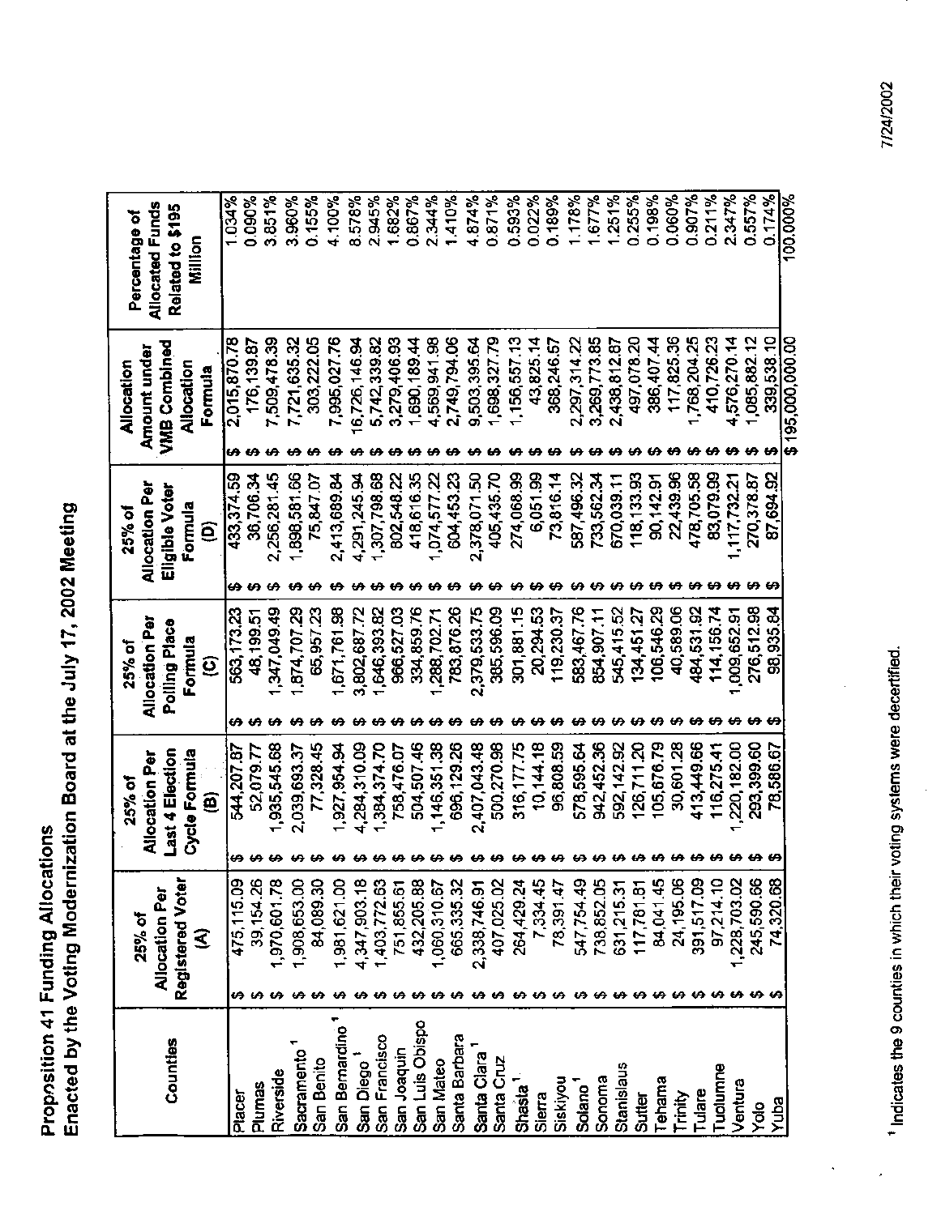# Proposition 41 Funding Allocations
## Enacted by the Voting Modernization Board at the July 17, 2002 Meeting

| Counties | 25% of Allocation Per Registered Voter (A) | 25% of Allocation Per Last 4 Election Cycle Formula (B) | 25% of Allocation Per Polling Place Formula (C) | 25% of Allocation Per Eligible Voter Formula (D) | Allocation Amount under VMB Combined Allocation Formula | Percentage of Allocated Funds Related to $195 Million |
|---|---|---|---|---|---|---|
| Placer | $ 475,115.09 | $ 544,207.87 | $ 563,173.23 | $ 433,374.59 | $ 2,015,870.78 | 1.034% |
| Plumas | $ 39,154.26 | $ 52,079.77 | $ 48,199.51 | $ 36,706.34 | $ 176,139.87 | 0.090% |
| Riverside | $ 1,970,601.78 | $ 1,935,545.68 | $ 1,347,049.49 | $ 2,256,281.45 | $ 7,509,478.39 | 3.851% |
| Sacramento [1] | $ 1,908,653.00 | $ 2,039,693.37 | $ 1,874,707.29 | $ 1,898,581.66 | $ 7,721,635.32 | 3.960% |
| San Benito | $ 84,089.30 | $ 77,328.45 | $ 65,957.23 | $ 75,847.07 | $ 303,222.05 | 0.155% |
| San Bernardino [1] | $ 1,981,621.00 | $ 1,927,954.94 | $ 1,671,761.98 | $ 2,413,689.84 | $ 7,995,027.76 | 4.100% |
| San Diego [1] | $ 4,347,903.18 | $ 4,284,310.09 | $ 3,802,687.72 | $ 4,291,245.94 | $ 16,726,146.94 | 8.578% |
| San Francisco | $ 1,403,772.63 | $ 1,384,374.70 | $ 1,646,393.82 | $ 1,307,798.68 | $ 5,742,339.82 | 2.945% |
| San Joaquin | $ 751,855.61 | $ 758,476.07 | $ 966,527.03 | $ 802,548.22 | $ 3,279,406.93 | 1.682% |
| San Luis Obispo | $ 432,205.88 | $ 504,507.46 | $ 334,859.76 | $ 418,616.35 | $ 1,690,189.44 | 0.867% |
| San Mateo | $ 1,060,310.67 | $ 1,146,351.38 | $ 1,288,702.71 | $ 1,074,577.22 | $ 4,569,941.98 | 2.344% |
| Santa Barbara | $ 665,335.32 | $ 696,129.26 | $ 783,876.26 | $ 604,453.23 | $ 2,749,794.06 | 1.410% |
| Santa Clara [1] | $ 2,338,746.91 | $ 2,407,043.48 | $ 2,379,533.75 | $ 2,378,071.50 | $ 9,503,395.64 | 4.874% |
| Santa Cruz | $ 407,025.02 | $ 500,270.98 | $ 385,596.09 | $ 405,435.70 | $ 1,698,327.79 | 0.871% |
| Shasta [1] | $ 264,429.24 | $ 316,177.75 | $ 301,881.15 | $ 274,068.99 | $ 1,156,557.13 | 0.593% |
| Sierra | $ 7,334.45 | $ 10,144.18 | $ 20,294.53 | $ 6,051.99 | $ 43,825.14 | 0.022% |
| Siskiyou | $ 78,391.47 | $ 96,808.59 | $ 119,230.37 | $ 73,816.14 | $ 368,246.57 | 0.189% |
| Solano [1] | $ 547,754.49 | $ 578,595.64 | $ 583,467.76 | $ 587,496.32 | $ 2,297,314.22 | 1.178% |
| Sonoma | $ 738,852.05 | $ 942,452.36 | $ 854,907.11 | $ 733,562.34 | $ 3,269,773.85 | 1.677% |
| Stanislaus | $ 631,215.31 | $ 592,142.92 | $ 545,415.52 | $ 670,039.11 | $ 2,438,812.87 | 1.251% |
| Sutter | $ 117,781.81 | $ 126,711.20 | $ 134,451.27 | $ 118,133.93 | $ 497,078.20 | 0.255% |
| Tehama | $ 84,041.45 | $ 105,676.79 | $ 106,546.29 | $ 90,142.91 | $ 386,407.44 | 0.198% |
| Trinity | $ 24,195.06 | $ 30,601.28 | $ 40,589.06 | $ 22,439.96 | $ 117,825.36 | 0.060% |
| Tulare | $ 391,517.09 | $ 413,449.66 | $ 484,531.92 | $ 478,705.58 | $ 1,768,204.25 | 0.907% |
| Tuolumne | $ 97,214.10 | $ 116,275.41 | $ 114,156.74 | $ 83,079.99 | $ 410,726.23 | 0.211% |
| Ventura | $ 1,228,703.02 | $ 1,220,182.00 | $ 1,009,652.91 | $ 1,117,732.21 | $ 4,576,270.14 | 2.347% |
| Yolo | $ 245,590.66 | $ 293,399.60 | $ 276,512.98 | $ 270,378.87 | $ 1,085,882.12 | 0.557% |
| Yuba | $ 74,320.68 | $ 78,586.67 | $ 98,935.84 | $ 87,694.92 | $ 339,538.10 | 0.174% |
| | | | | | $ 195,000,000.00 | 100.000% |

[1] Indicates the 9 counties in which their voting systems were decertified.